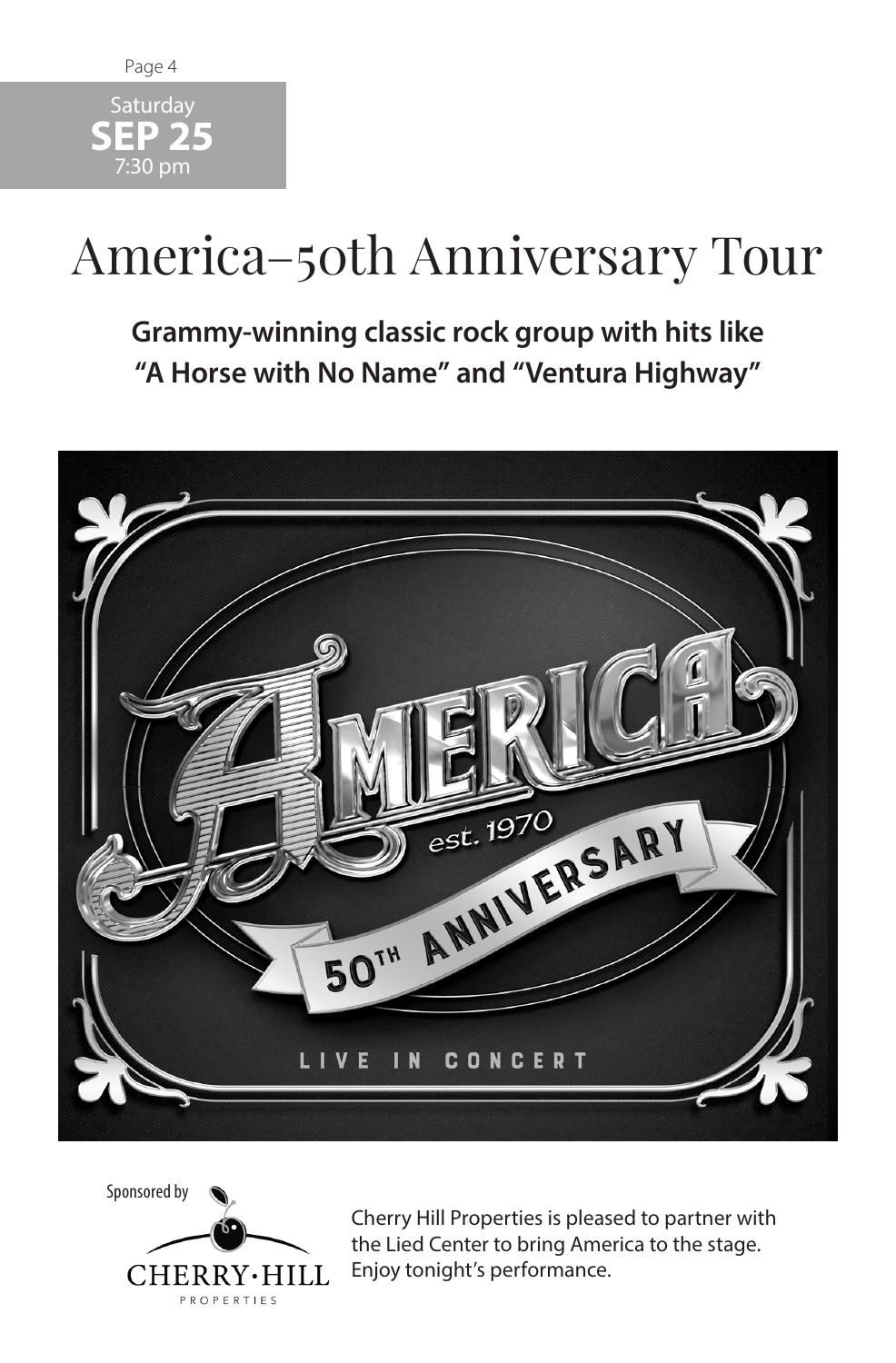Saturday
**SEP 25**
7:30 pm

# America–50th Anniversary Tour

**Grammy-winning classic rock group with hits like "A Horse with No Name" and "Ventura Highway"**

Sponsored by CHERRY·HILL PROPERTIES

Cherry Hill Properties is pleased to partner with the Lied Center to bring America to the stage. Enjoy tonight's performance.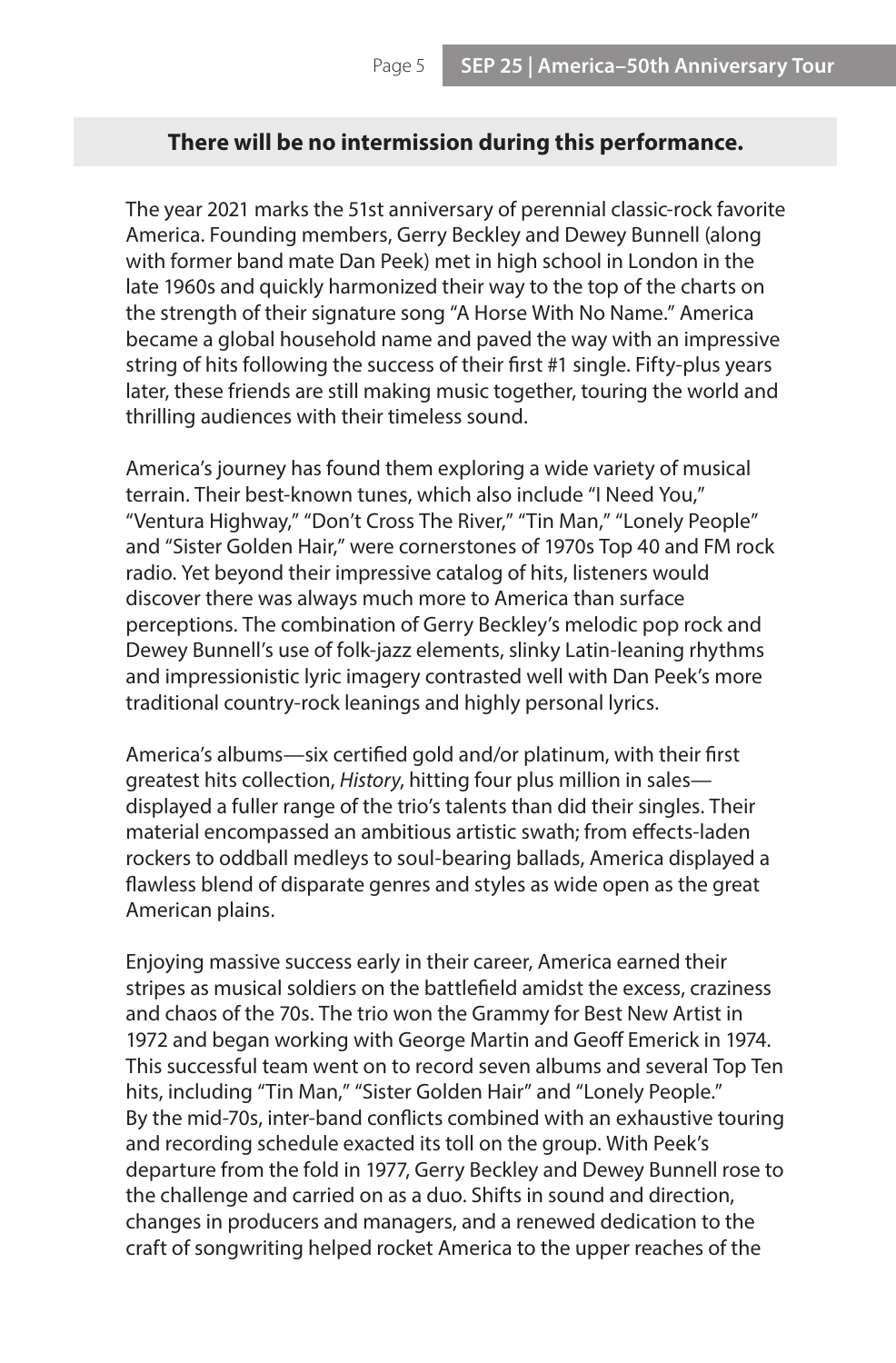**There will be no intermission during this performance.**

The year 2021 marks the 51st anniversary of perennial classic-rock favorite America. Founding members, Gerry Beckley and Dewey Bunnell (along with former band mate Dan Peek) met in high school in London in the late 1960s and quickly harmonized their way to the top of the charts on the strength of their signature song "A Horse With No Name." America became a global household name and paved the way with an impressive string of hits following the success of their first #1 single. Fifty-plus years later, these friends are still making music together, touring the world and thrilling audiences with their timeless sound.

America's journey has found them exploring a wide variety of musical terrain. Their best-known tunes, which also include "I Need You," "Ventura Highway," "Don't Cross The River," "Tin Man," "Lonely People" and "Sister Golden Hair," were cornerstones of 1970s Top 40 and FM rock radio. Yet beyond their impressive catalog of hits, listeners would discover there was always much more to America than surface perceptions. The combination of Gerry Beckley's melodic pop rock and Dewey Bunnell's use of folk-jazz elements, slinky Latin-leaning rhythms and impressionistic lyric imagery contrasted well with Dan Peek's more traditional country-rock leanings and highly personal lyrics.

America's albums—six certified gold and/or platinum, with their first greatest hits collection, *History*, hitting four plus million in sales—displayed a fuller range of the trio's talents than did their singles. Their material encompassed an ambitious artistic swath; from effects-laden rockers to oddball medleys to soul-bearing ballads, America displayed a flawless blend of disparate genres and styles as wide open as the great American plains.

Enjoying massive success early in their career, America earned their stripes as musical soldiers on the battlefield amidst the excess, craziness and chaos of the 70s. The trio won the Grammy for Best New Artist in 1972 and began working with George Martin and Geoff Emerick in 1974. This successful team went on to record seven albums and several Top Ten hits, including "Tin Man," "Sister Golden Hair" and "Lonely People." By the mid-70s, inter-band conflicts combined with an exhaustive touring and recording schedule exacted its toll on the group. With Peek's departure from the fold in 1977, Gerry Beckley and Dewey Bunnell rose to the challenge and carried on as a duo. Shifts in sound and direction, changes in producers and managers, and a renewed dedication to the craft of songwriting helped rocket America to the upper reaches of the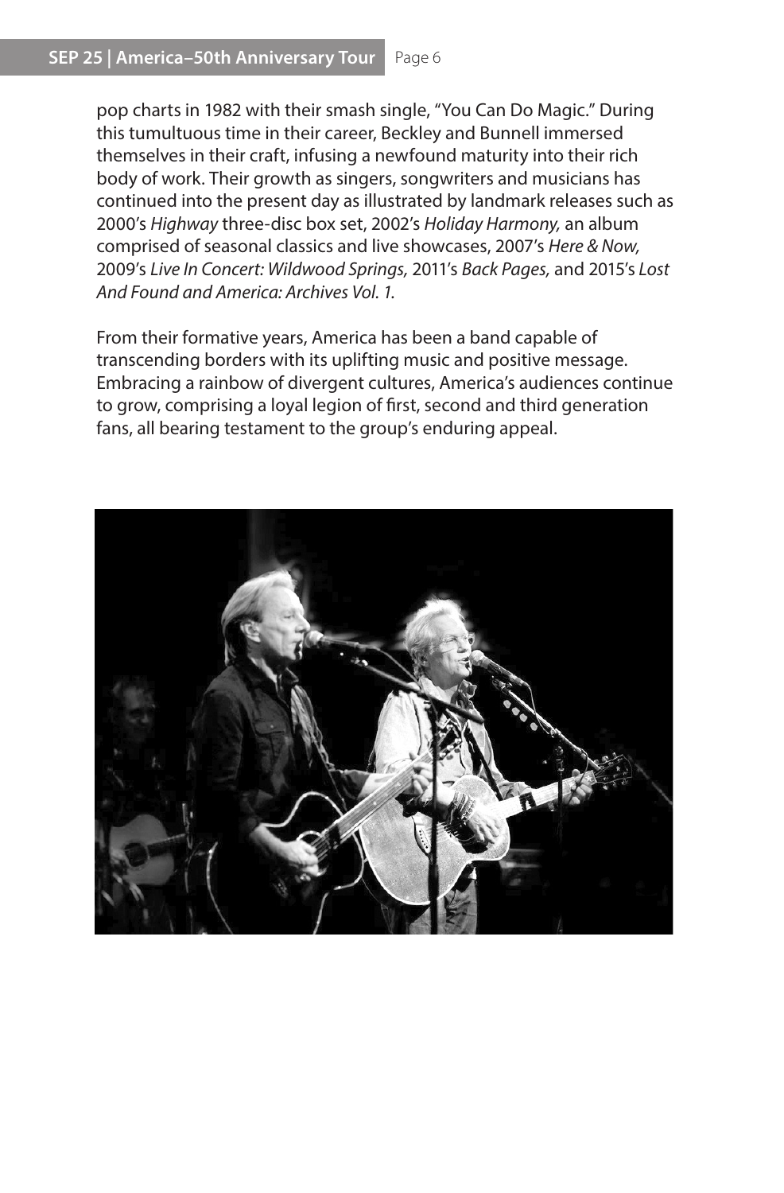pop charts in 1982 with their smash single, "You Can Do Magic." During this tumultuous time in their career, Beckley and Bunnell immersed themselves in their craft, infusing a newfound maturity into their rich body of work. Their growth as singers, songwriters and musicians has continued into the present day as illustrated by landmark releases such as 2000's *Highway* three-disc box set, 2002's *Holiday Harmony,* an album comprised of seasonal classics and live showcases, 2007's *Here & Now,* 2009's *Live In Concert: Wildwood Springs,* 2011's *Back Pages,* and 2015's *Lost And Found and America: Archives Vol. 1.*

From their formative years, America has been a band capable of transcending borders with its uplifting music and positive message. Embracing a rainbow of divergent cultures, America's audiences continue to grow, comprising a loyal legion of first, second and third generation fans, all bearing testament to the group's enduring appeal.